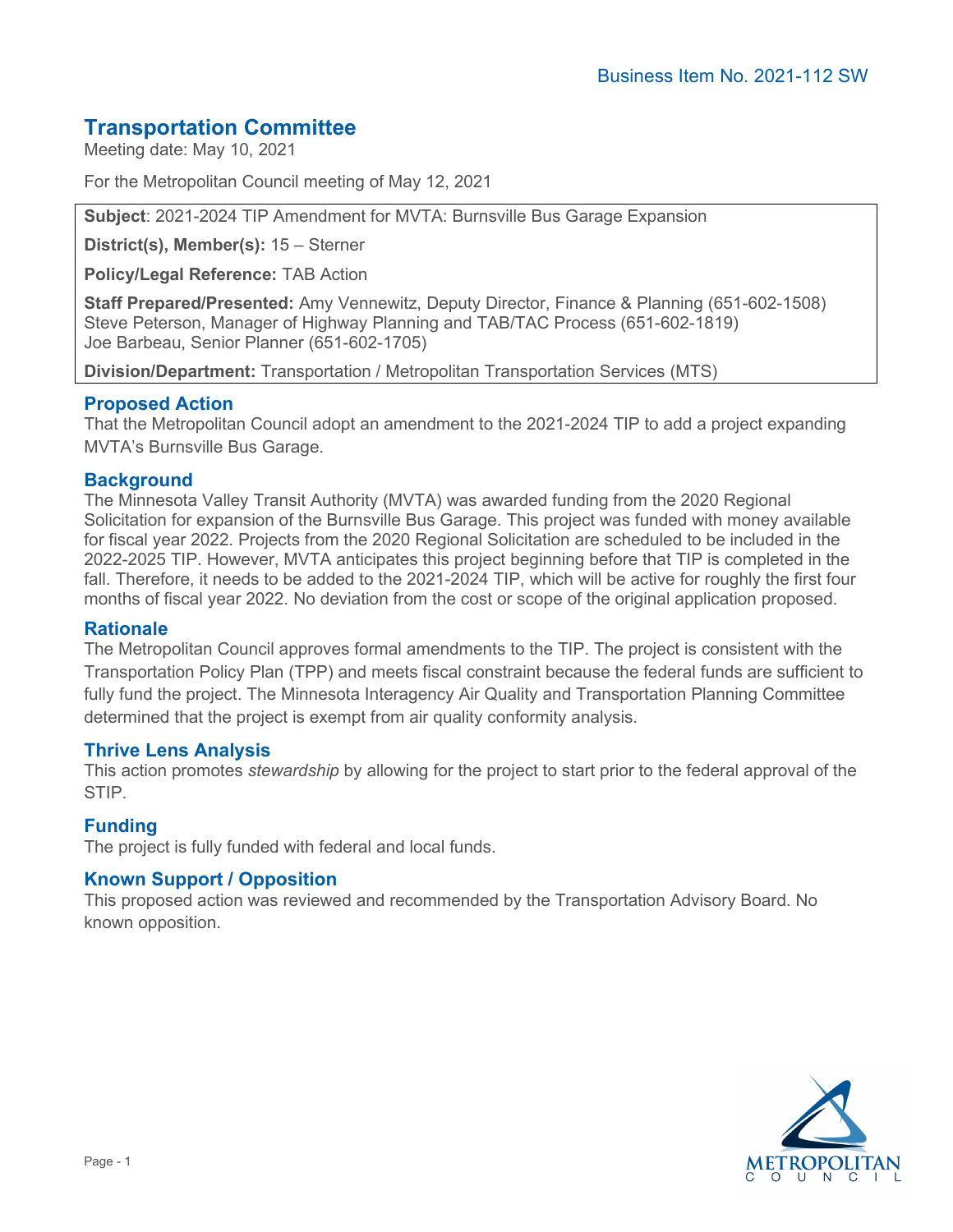Business Item No. 2021-112 SW

# Transportation Committee

Meeting date: May 10, 2021

For the Metropolitan Council meeting of May 12, 2021

**Subject**: 2021-2024 TIP Amendment for MVTA: Burnsville Bus Garage Expansion

**District(s), Member(s):** 15 – Sterner

**Policy/Legal Reference:** TAB Action

**Staff Prepared/Presented:** Amy Vennewitz, Deputy Director, Finance & Planning (651-602-1508)
Steve Peterson, Manager of Highway Planning and TAB/TAC Process (651-602-1819)
Joe Barbeau, Senior Planner (651-602-1705)

**Division/Department:** Transportation / Metropolitan Transportation Services (MTS)

## Proposed Action

That the Metropolitan Council adopt an amendment to the 2021-2024 TIP to add a project expanding MVTA's Burnsville Bus Garage.

## Background

The Minnesota Valley Transit Authority (MVTA) was awarded funding from the 2020 Regional Solicitation for expansion of the Burnsville Bus Garage. This project was funded with money available for fiscal year 2022. Projects from the 2020 Regional Solicitation are scheduled to be included in the 2022-2025 TIP. However, MVTA anticipates this project beginning before that TIP is completed in the fall. Therefore, it needs to be added to the 2021-2024 TIP, which will be active for roughly the first four months of fiscal year 2022. No deviation from the cost or scope of the original application proposed.

## Rationale

The Metropolitan Council approves formal amendments to the TIP. The project is consistent with the Transportation Policy Plan (TPP) and meets fiscal constraint because the federal funds are sufficient to fully fund the project. The Minnesota Interagency Air Quality and Transportation Planning Committee determined that the project is exempt from air quality conformity analysis.

## Thrive Lens Analysis

This action promotes *stewardship* by allowing for the project to start prior to the federal approval of the STIP.

## Funding

The project is fully funded with federal and local funds.

## Known Support / Opposition

This proposed action was reviewed and recommended by the Transportation Advisory Board. No known opposition.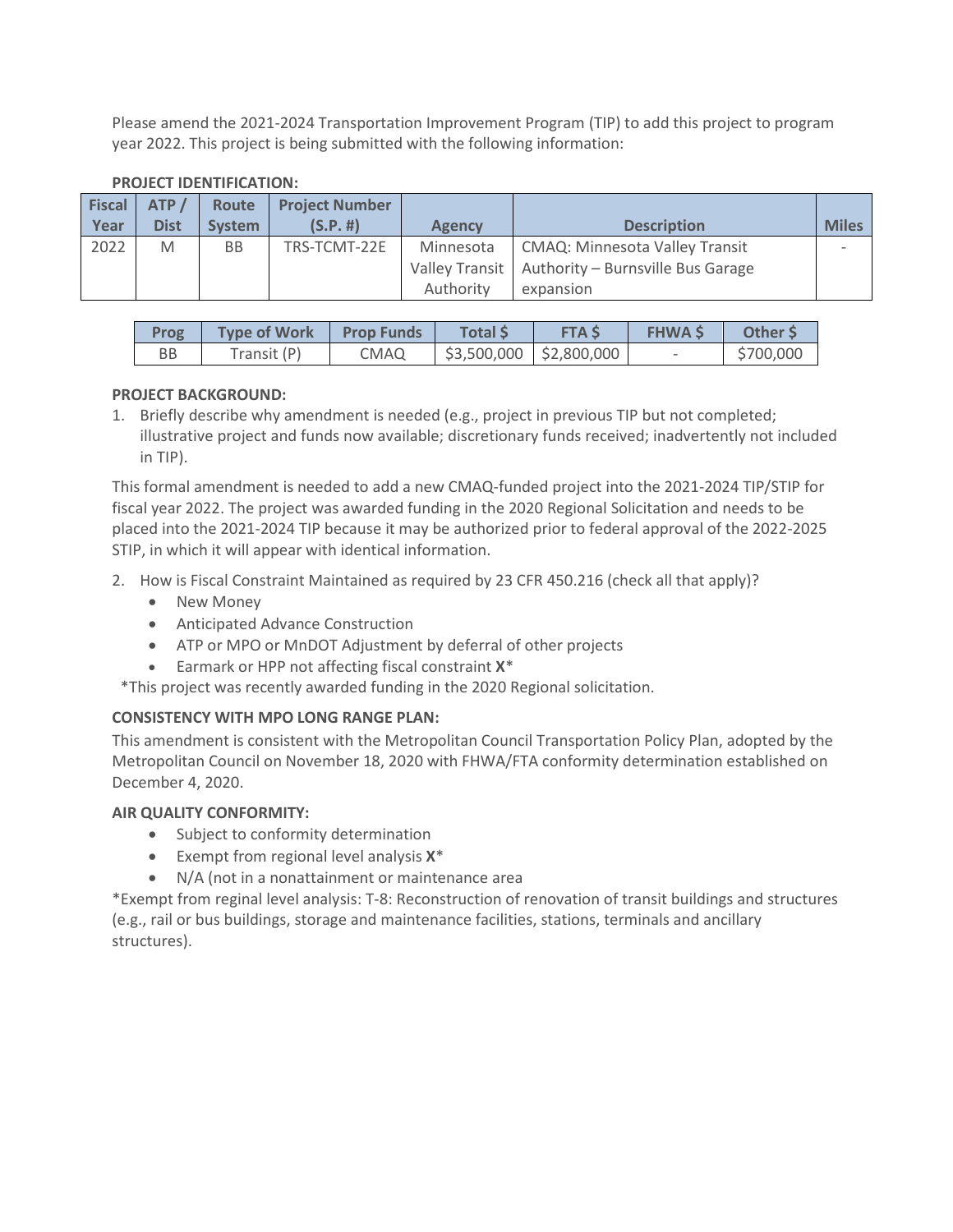Please amend the 2021-2024 Transportation Improvement Program (TIP) to add this project to program year 2022. This project is being submitted with the following information:

**PROJECT IDENTIFICATION:**

| Fiscal Year | ATP / Dist | Route System | Project Number (S.P. #) | Agency | Description | Miles |
|---|---|---|---|---|---|---|
| 2022 | M | BB | TRS-TCMT-22E | Minnesota Valley Transit Authority | CMAQ: Minnesota Valley Transit Authority – Burnsville Bus Garage expansion | - |

| Prog | Type of Work | Prop Funds | Total $ | FTA $ | FHWA $ | Other $ |
|---|---|---|---|---|---|---|
| BB | Transit (P) | CMAQ | $3,500,000 | $2,800,000 | - | $700,000 |

**PROJECT BACKGROUND:**

1. Briefly describe why amendment is needed (e.g., project in previous TIP but not completed; illustrative project and funds now available; discretionary funds received; inadvertently not included in TIP).

This formal amendment is needed to add a new CMAQ-funded project into the 2021-2024 TIP/STIP for fiscal year 2022. The project was awarded funding in the 2020 Regional Solicitation and needs to be placed into the 2021-2024 TIP because it may be authorized prior to federal approval of the 2022-2025 STIP, in which it will appear with identical information.

2. How is Fiscal Constraint Maintained as required by 23 CFR 450.216 (check all that apply)?
    - New Money
    - Anticipated Advance Construction
    - ATP or MPO or MnDOT Adjustment by deferral of other projects
    - Earmark or HPP not affecting fiscal constraint **X***

*This project was recently awarded funding in the 2020 Regional solicitation.

**CONSISTENCY WITH MPO LONG RANGE PLAN:**

This amendment is consistent with the Metropolitan Council Transportation Policy Plan, adopted by the Metropolitan Council on November 18, 2020 with FHWA/FTA conformity determination established on December 4, 2020.

**AIR QUALITY CONFORMITY:**

- Subject to conformity determination
- Exempt from regional level analysis **X***
- N/A (not in a nonattainment or maintenance area

*Exempt from reginal level analysis: T-8: Reconstruction of renovation of transit buildings and structures (e.g., rail or bus buildings, storage and maintenance facilities, stations, terminals and ancillary structures).